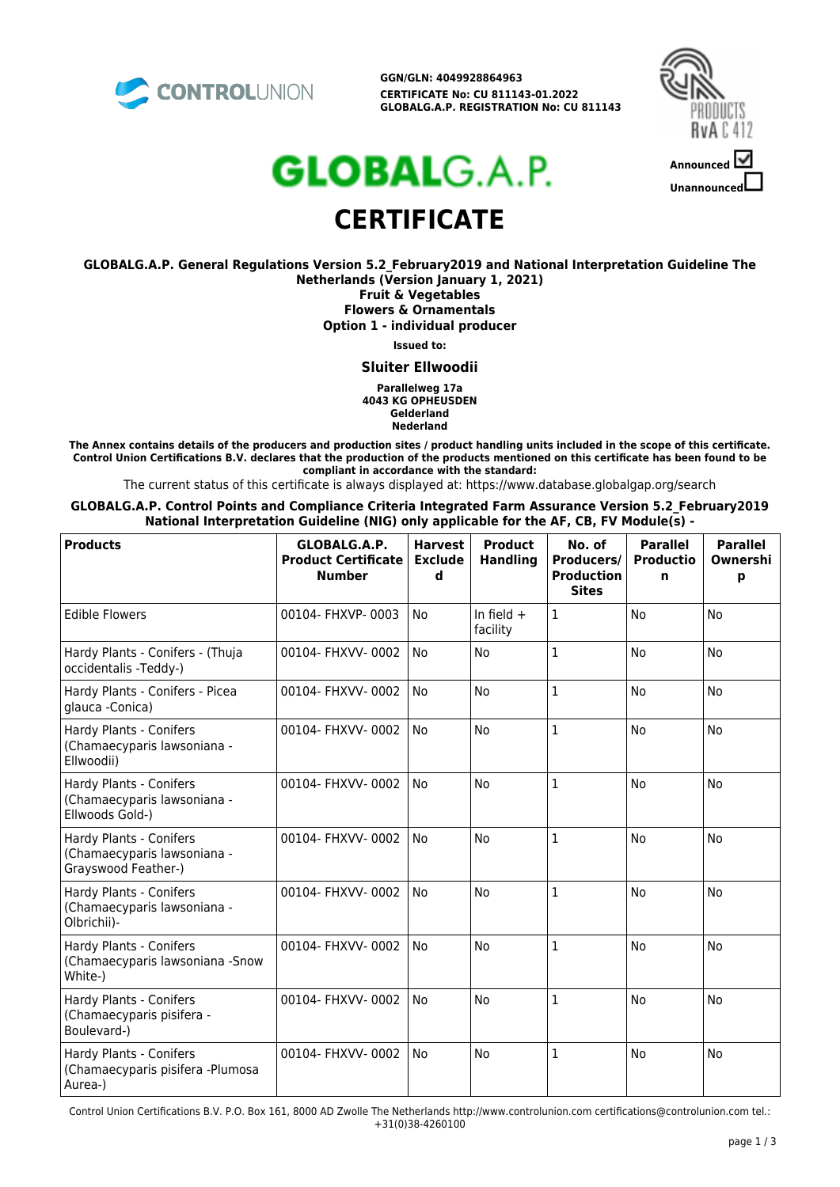CONTROLUNION

**GGN/GLN: 4049928864963**
**CERTIFICATE No: CU 811143-01.2022**
**GLOBALG.A.P. REGISTRATION No: CU 811143**

PRODUCTS RvA C 412

Announced ☑
Unannounced ☐

# GLOBALG.A.P.

# CERTIFICATE

**GLOBALG.A.P. General Regulations Version 5.2_February2019 and National Interpretation Guideline The Netherlands (Version January 1, 2021)**
**Fruit & Vegetables**
**Flowers & Ornamentals**
**Option 1 - individual producer**

**Issued to:**

**Sluiter Ellwoodii**

**Parallelweg 17a**
**4043 KG OPHEUSDEN**
**Gelderland**
**Nederland**

**The Annex contains details of the producers and production sites / product handling units included in the scope of this certificate. Control Union Certifications B.V. declares that the production of the products mentioned on this certificate has been found to be compliant in accordance with the standard:**

The current status of this certificate is always displayed at: https://www.database.globalgap.org/search

**GLOBALG.A.P. Control Points and Compliance Criteria Integrated Farm Assurance Version 5.2_February2019 National Interpretation Guideline (NIG) only applicable for the AF, CB, FV Module(s) -**

| Products | GLOBALG.A.P. Product Certificate Number | Harvest Excluded | Product Handling | No. of Producers/ Production Sites | Parallel Production | Parallel Ownership |
|---|---|---|---|---|---|---|
| Edible Flowers | 00104- FHXVP- 0003 | No | In field + facility | 1 | No | No |
| Hardy Plants - Conifers - (Thuja occidentalis -Teddy-) | 00104- FHXVV- 0002 | No | No | 1 | No | No |
| Hardy Plants - Conifers - Picea glauca -Conica) | 00104- FHXVV- 0002 | No | No | 1 | No | No |
| Hardy Plants - Conifers (Chamaecyparis lawsoniana - Ellwoodii) | 00104- FHXVV- 0002 | No | No | 1 | No | No |
| Hardy Plants - Conifers (Chamaecyparis lawsoniana - Ellwoods Gold-) | 00104- FHXVV- 0002 | No | No | 1 | No | No |
| Hardy Plants - Conifers (Chamaecyparis lawsoniana - Grayswood Feather-) | 00104- FHXVV- 0002 | No | No | 1 | No | No |
| Hardy Plants - Conifers (Chamaecyparis lawsoniana - Olbrichii)- | 00104- FHXVV- 0002 | No | No | 1 | No | No |
| Hardy Plants - Conifers (Chamaecyparis lawsoniana -Snow White-) | 00104- FHXVV- 0002 | No | No | 1 | No | No |
| Hardy Plants - Conifers (Chamaecyparis pisifera - Boulevard-) | 00104- FHXVV- 0002 | No | No | 1 | No | No |
| Hardy Plants - Conifers (Chamaecyparis pisifera -Plumosa Aurea-) | 00104- FHXVV- 0002 | No | No | 1 | No | No |

Control Union Certifications B.V. P.O. Box 161, 8000 AD Zwolle The Netherlands http://www.controlunion.com certifications@controlunion.com tel.: +31(0)38-4260100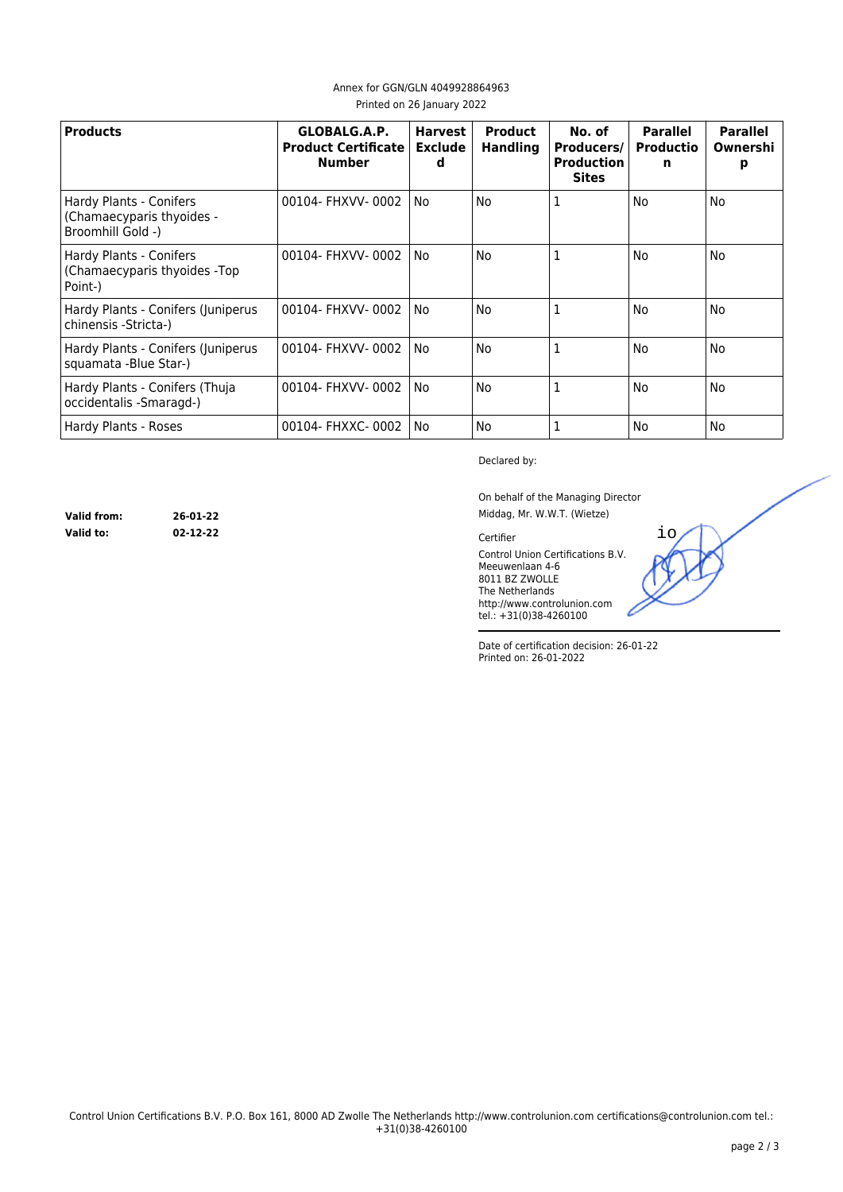Annex for GGN/GLN 4049928864963
Printed on 26 January 2022

| Products | GLOBALG.A.P. Product Certificate Number | Harvest Excluded | Product Handling | No. of Producers/ Production Sites | Parallel Production | Parallel Ownership |
|---|---|---|---|---|---|---|
| Hardy Plants - Conifers (Chamaecyparis thyoides -Broomhill Gold -) | 00104- FHXVV- 0002 | No | No | 1 | No | No |
| Hardy Plants - Conifers (Chamaecyparis thyoides -Top Point-) | 00104- FHXVV- 0002 | No | No | 1 | No | No |
| Hardy Plants - Conifers (Juniperus chinensis -Stricta-) | 00104- FHXVV- 0002 | No | No | 1 | No | No |
| Hardy Plants - Conifers (Juniperus squamata -Blue Star-) | 00104- FHXVV- 0002 | No | No | 1 | No | No |
| Hardy Plants - Conifers (Thuja occidentalis -Smaragd-) | 00104- FHXVV- 0002 | No | No | 1 | No | No |
| Hardy Plants - Roses | 00104- FHXXC- 0002 | No | No | 1 | No | No |

Declared by:

**Valid from:** 26-01-22
**Valid to:** 02-12-22

On behalf of the Managing Director
Middag, Mr. W.W.T. (Wietze)

Certifier
Control Union Certifications B.V.
Meeuwenlaan 4-6
8011 BZ ZWOLLE
The Netherlands
http://www.controlunion.com
tel.: +31(0)38-4260100

Date of certification decision: 26-01-22
Printed on: 26-01-2022

Control Union Certifications B.V. P.O. Box 161, 8000 AD Zwolle The Netherlands http://www.controlunion.com certifications@controlunion.com tel.: +31(0)38-4260100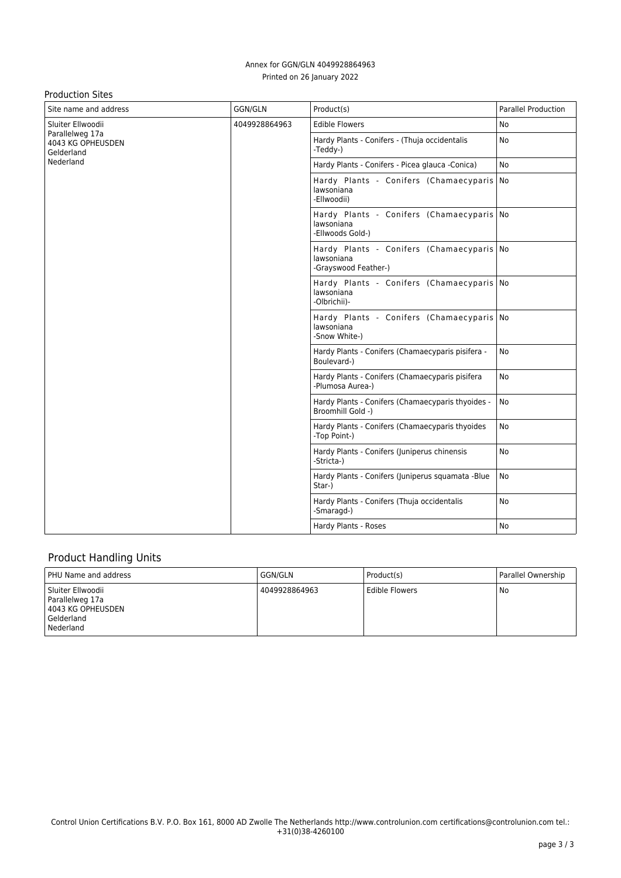Annex for GGN/GLN 4049928864963
Printed on 26 January 2022

### Production Sites

| Site name and address | GGN/GLN | Product(s) | Parallel Production |
|---|---|---|---|
| Sluiter Ellwoodii Parallelweg 17a 4043 KG OPHEUSDEN Gelderland Nederland | 4049928864963 | Edible Flowers | No |
| | | Hardy Plants - Conifers - (Thuja occidentalis -Teddy-) | No |
| | | Hardy Plants - Conifers - Picea glauca -Conica) | No |
| | | Hardy Plants - Conifers (Chamaecyparis lawsoniana -Ellwoodii) | No |
| | | Hardy Plants - Conifers (Chamaecyparis lawsoniana -Ellwoods Gold-) | No |
| | | Hardy Plants - Conifers (Chamaecyparis lawsoniana -Grayswood Feather-) | No |
| | | Hardy Plants - Conifers (Chamaecyparis lawsoniana -Olbrichii)- | No |
| | | Hardy Plants - Conifers (Chamaecyparis lawsoniana -Snow White-) | No |
| | | Hardy Plants - Conifers (Chamaecyparis pisifera - Boulevard-) | No |
| | | Hardy Plants - Conifers (Chamaecyparis pisifera -Plumosa Aurea-) | No |
| | | Hardy Plants - Conifers (Chamaecyparis thyoides - Broomhill Gold -) | No |
| | | Hardy Plants - Conifers (Chamaecyparis thyoides -Top Point-) | No |
| | | Hardy Plants - Conifers (Juniperus chinensis -Stricta-) | No |
| | | Hardy Plants - Conifers (Juniperus squamata -Blue Star-) | No |
| | | Hardy Plants - Conifers (Thuja occidentalis -Smaragd-) | No |
| | | Hardy Plants - Roses | No |

## Product Handling Units

| PHU Name and address | GGN/GLN | Product(s) | Parallel Ownership |
|---|---|---|---|
| Sluiter Ellwoodii Parallelweg 17a 4043 KG OPHEUSDEN Gelderland Nederland | 4049928864963 | Edible Flowers | No |

Control Union Certifications B.V. P.O. Box 161, 8000 AD Zwolle The Netherlands http://www.controlunion.com certifications@controlunion.com tel.: +31(0)38-4260100